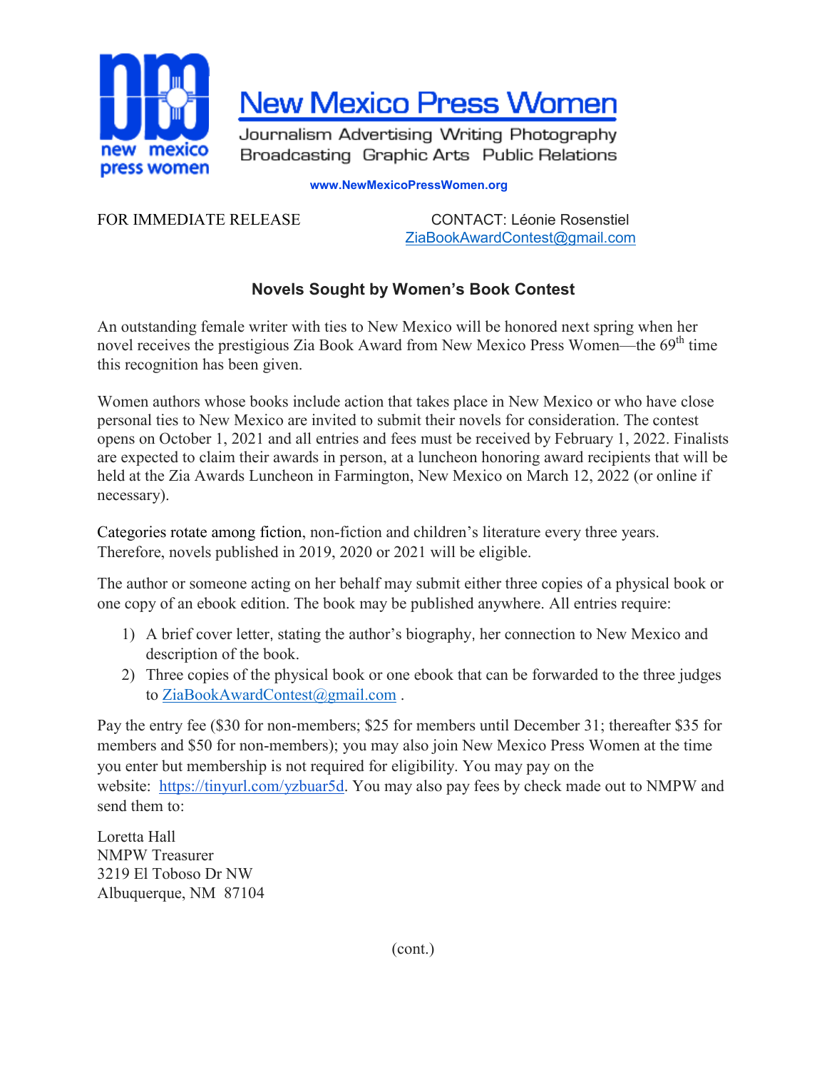new mexico press women

# New Mexico Press Women

Journalism Advertising Writing Photography
Broadcasting Graphic Arts Public Relations

www.NewMexicoPressWomen.org

FOR IMMEDIATE RELEASE

CONTACT: Léonie Rosenstiel
ZiaBookAwardContest@gmail.com

## Novels Sought by Women's Book Contest

An outstanding female writer with ties to New Mexico will be honored next spring when her novel receives the prestigious Zia Book Award from New Mexico Press Women—the 69th time this recognition has been given.

Women authors whose books include action that takes place in New Mexico or who have close personal ties to New Mexico are invited to submit their novels for consideration. The contest opens on October 1, 2021 and all entries and fees must be received by February 1, 2022. Finalists are expected to claim their awards in person, at a luncheon honoring award recipients that will be held at the Zia Awards Luncheon in Farmington, New Mexico on March 12, 2022 (or online if necessary).

Categories rotate among fiction, non-fiction and children's literature every three years. Therefore, novels published in 2019, 2020 or 2021 will be eligible.

The author or someone acting on her behalf may submit either three copies of a physical book or one copy of an ebook edition. The book may be published anywhere. All entries require:

1) A brief cover letter, stating the author's biography, her connection to New Mexico and description of the book.
2) Three copies of the physical book or one ebook that can be forwarded to the three judges to ZiaBookAwardContest@gmail.com .

Pay the entry fee ($30 for non-members; $25 for members until December 31; thereafter $35 for members and $50 for non-members); you may also join New Mexico Press Women at the time you enter but membership is not required for eligibility. You may pay on the website: https://tinyurl.com/yzbuar5d. You may also pay fees by check made out to NMPW and send them to:

Loretta Hall
NMPW Treasurer
3219 El Toboso Dr NW
Albuquerque, NM 87104

(cont.)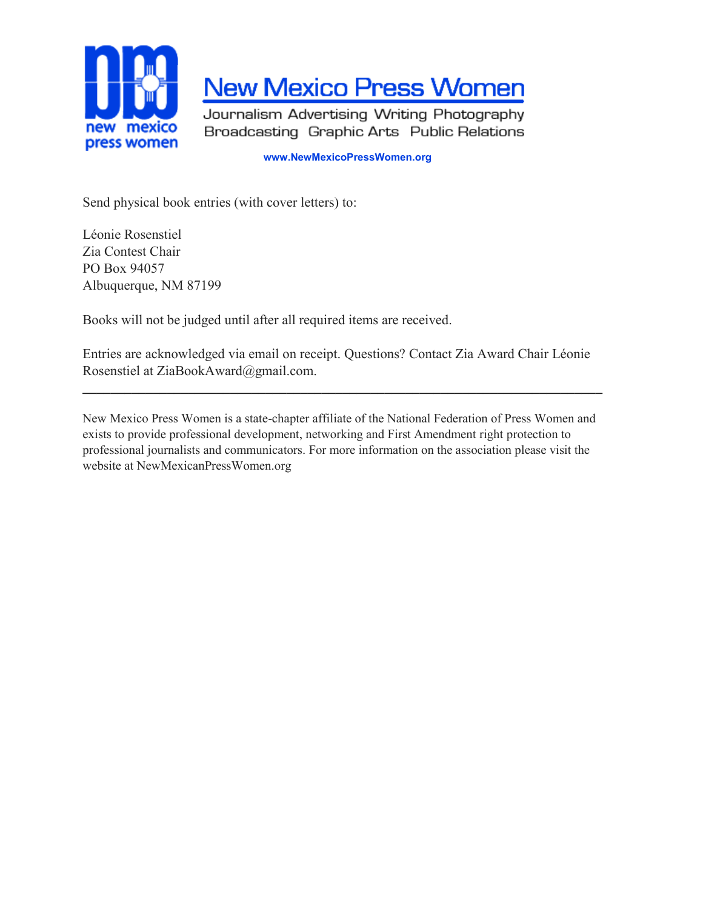# New Mexico Press Women

Journalism Advertising Writing Photography
Broadcasting Graphic Arts Public Relations

www.NewMexicoPressWomen.org

Send physical book entries (with cover letters) to:

Léonie Rosenstiel
Zia Contest Chair
PO Box 94057
Albuquerque, NM 87199

Books will not be judged until after all required items are received.

Entries are acknowledged via email on receipt. Questions? Contact Zia Award Chair Léonie Rosenstiel at ZiaBookAward@gmail.com.

---

New Mexico Press Women is a state-chapter affiliate of the National Federation of Press Women and exists to provide professional development, networking and First Amendment right protection to professional journalists and communicators. For more information on the association please visit the website at NewMexicanPressWomen.org